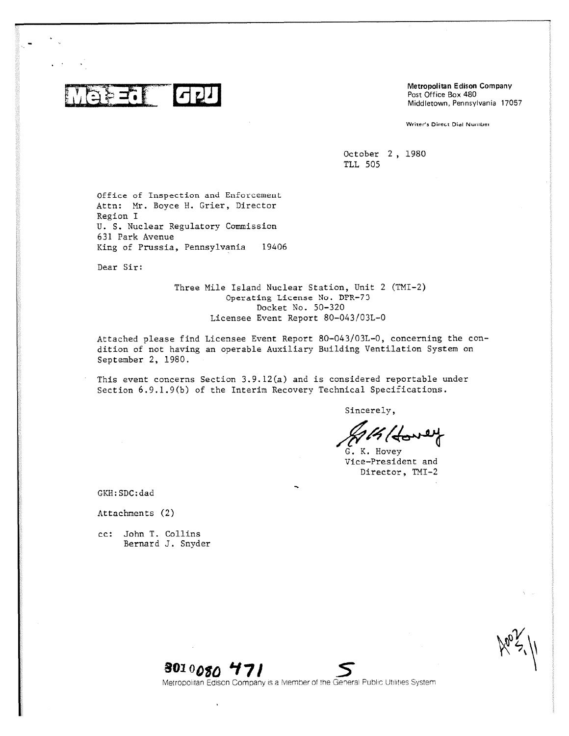Met-Ed GPU

Metropolitan Edison Company
Post Office Box 480
Middletown, Pennsylvania 17057

Writer's Direct Dial Number

October 2, 1980
TLL 505

Office of Inspection and Enforcement
Attn: Mr. Boyce H. Grier, Director
Region I
U. S. Nuclear Regulatory Commission
631 Park Avenue
King of Prussia, Pennsylvania 19406

Dear Sir:

Three Mile Island Nuclear Station, Unit 2 (TMI-2)
Operating License No. DPR-73
Docket No. 50-320
Licensee Event Report 80-043/03L-0

Attached please find Licensee Event Report 80-043/03L-0, concerning the condition of not having an operable Auxiliary Building Ventilation System on September 2, 1980.

This event concerns Section 3.9.12(a) and is considered reportable under Section 6.9.1.9(b) of the Interim Recovery Technical Specifications.

Sincerely,

G. K. Hovey
Vice-President and
Director, TMI-2

GKH:SDC:dad

Attachments (2)

cc: John T. Collins
Bernard J. Snyder

8010080 471 S

Metropolitan Edison Company is a Member of the General Public Utilities System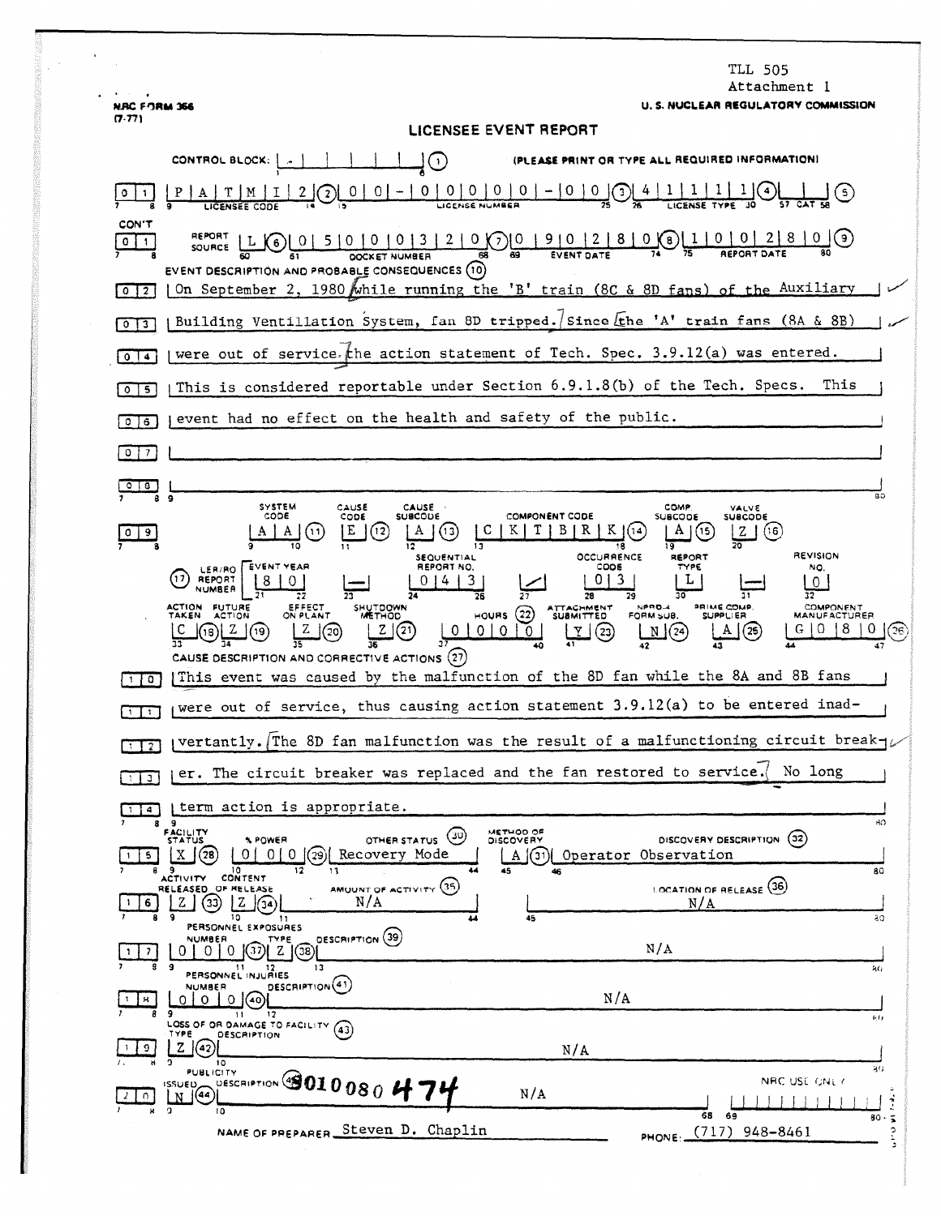TLL 505
Attachment 1

NRC FORM 366 (7-77)

U. S. NUCLEAR REGULATORY COMMISSION

# LICENSEE EVENT REPORT

CONTROL BLOCK: (1) (PLEASE PRINT OR TYPE ALL REQUIRED INFORMATION)

| Field | Value |
|---|---|
| 0 1 Licensee Code (2) | P A T M I 2 |
| License Number (3) | 0 0 - 0 0 0 0 0 - 0 0 |
| License Type (4) | 4 1 1 1 1 |
| CAT (5) | |
| CON'T 0 1 Report Source (6) | L |
| Docket Number (7) | 0 5 0 0 0 3 2 0 |
| Event Date (8) | 0 9 0 2 8 0 |
| Report Date (9) | 1 0 0 2 8 0 |

**EVENT DESCRIPTION AND PROBABLE CONSEQUENCES (10)**

On September 2, 1980 while running the 'B' train (8C & 8D fans) of the Auxiliary Building Ventillation System, fan 8D tripped. Since the 'A' train fans (8A & 8B) were out of service the action statement of Tech. Spec. 3.9.12(a) was entered. This is considered reportable under Section 6.9.1.8(b) of the Tech. Specs. This event had no effect on the health and safety of the public.

| System Code (11) | Cause Code (12) | Cause Subcode (13) | Component Code (14) | Comp Subcode (15) | Valve Subcode (16) |
|---|---|---|---|---|---|
| A A | E | A | C K T B R K | A | Z |

| (17) LER/RO Report Number | Event Year | | Sequential Report No. | | Occurrence Code | Report Type | | Revision No. |
|---|---|---|---|---|---|---|---|---|
| | 8 0 | — | 0 4 3 | / | 0 3 | L | — | 0 |

| Action Taken (18) | Future Action (19) | Effect on Plant (20) | Shutdown Method (21) | Hours (22) | Attachment Submitted (23) | NPRD-4 Form Sub. (24) | Prime Comp. Supplier (25) | Component Manufacturer (26) |
|---|---|---|---|---|---|---|---|---|
| C | Z | Z | Z | 0 0 0 0 | Y | N | A | G 0 8 0 |

**CAUSE DESCRIPTION AND CORRECTIVE ACTIONS (27)**

This event was caused by the malfunction of the 8D fan while the 8A and 8B fans were out of service, thus causing action statement 3.9.12(a) to be entered inadvertantly. The 8D fan malfunction was the result of a malfunctioning circuit breaker. The circuit breaker was replaced and the fan restored to service. No long term action is appropriate.

| Facility Status (28) | % Power (29) | Other Status (30) | Method of Discovery (31) | Discovery Description (32) |
|---|---|---|---|---|
| X | 0 0 0 | Recovery Mode | A | Operator Observation |

| Activity Released of Release (33) | Content (34) | Amount of Activity (35) | Location of Release (36) |
|---|---|---|---|
| Z | Z | N/A | N/A |

**PERSONNEL EXPOSURES**

| Number (37) | Type (38) | Description (39) |
|---|---|---|
| 0 0 0 | Z | N/A |

**PERSONNEL INJURIES**

| Number (40) | Description (41) |
|---|---|
| 0 0 0 | N/A |

**LOSS OF OR DAMAGE TO FACILITY (43)**

| Type (42) | Description |
|---|---|
| Z | N/A |

**PUBLICITY**

| Issued (44) | Description (45) |
|---|---|
| N | N/A |

8010080474

NRC USE ONLY

NAME OF PREPARER Steven D. Chaplin

PHONE: (717) 948-8461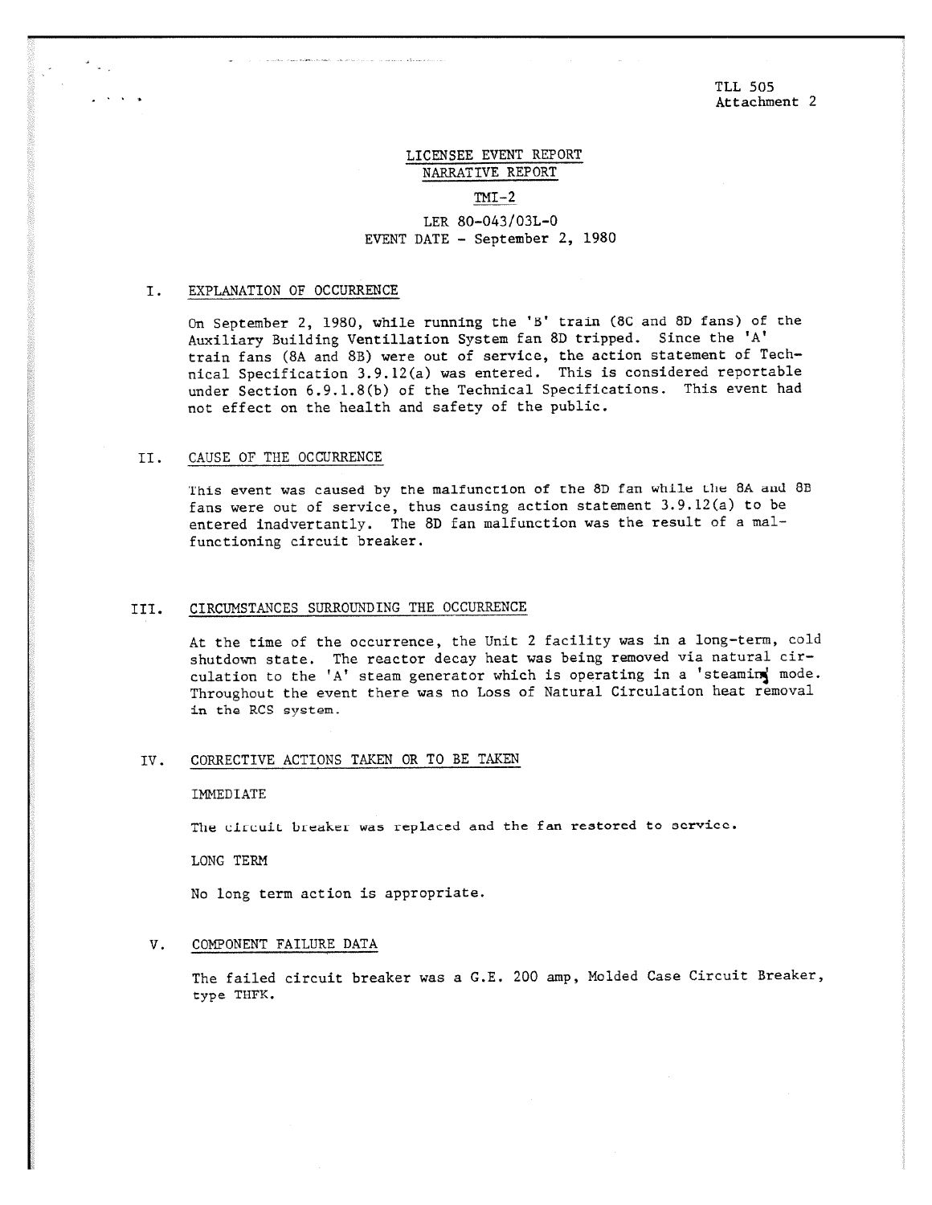TLL 505
Attachment 2

# LICENSEE EVENT REPORT
## NARRATIVE REPORT
## TMI-2

LER 80-043/03L-0
EVENT DATE - September 2, 1980

## I. EXPLANATION OF OCCURRENCE

On September 2, 1980, while running the 'B' train (8C and 8D fans) of the Auxiliary Building Ventillation System fan 8D tripped. Since the 'A' train fans (8A and 8B) were out of service, the action statement of Technical Specification 3.9.12(a) was entered. This is considered reportable under Section 6.9.1.8(b) of the Technical Specifications. This event had not effect on the health and safety of the public.

## II. CAUSE OF THE OCCURRENCE

This event was caused by the malfunction of the 8D fan while the 8A and 8B fans were out of service, thus causing action statement 3.9.12(a) to be entered inadvertantly. The 8D fan malfunction was the result of a malfunctioning circuit breaker.

## III. CIRCUMSTANCES SURROUNDING THE OCCURRENCE

At the time of the occurrence, the Unit 2 facility was in a long-term, cold shutdown state. The reactor decay heat was being removed via natural circulation to the 'A' steam generator which is operating in a 'steaming' mode. Throughout the event there was no Loss of Natural Circulation heat removal in the RCS system.

## IV. CORRECTIVE ACTIONS TAKEN OR TO BE TAKEN

IMMEDIATE

The circuit breaker was replaced and the fan restored to service.

LONG TERM

No long term action is appropriate.

## V. COMPONENT FAILURE DATA

The failed circuit breaker was a G.E. 200 amp, Molded Case Circuit Breaker, type THFK.